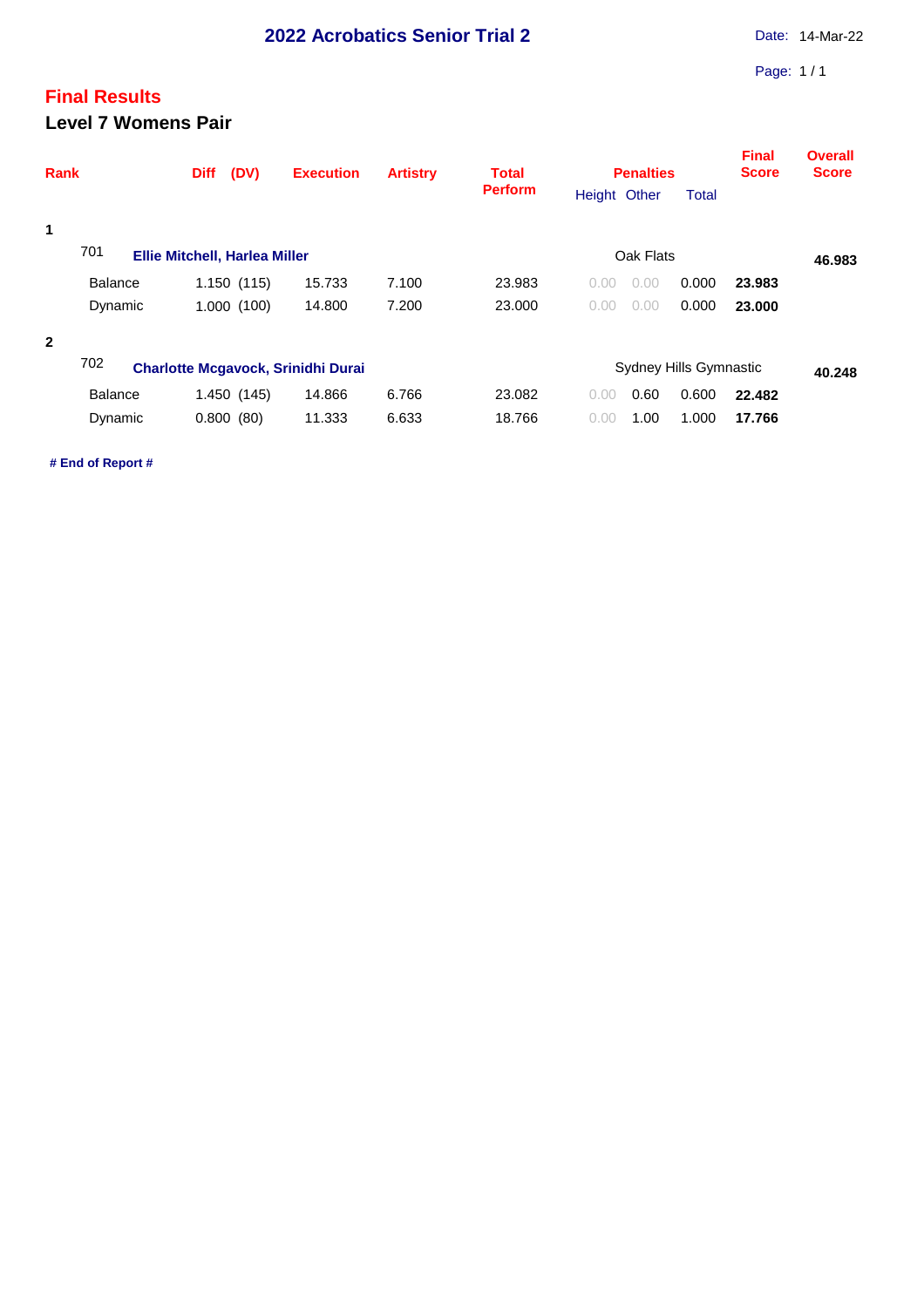# 2022 Acrobatics Senior Trial 2

Date: 14-Mar-22

## Final Results

### Level 7 Womens Pair

| Rank | | Diff (DV) | Execution | Artistry | Total Perform | Penalties Height | Penalties Other | Penalties Total | Final Score | Overall Score |
|---|---|---|---|---|---|---|---|---|---|---|
| **1** | | | | | | | | | | |
| 701 | **Ellie Mitchell, Harlea Miller** | | | | | Oak Flats | | | | **46.983** |
| | Balance | 1.150 (115) | 15.733 | 7.100 | 23.983 | 0.00 | 0.00 | 0.000 | **23.983** | |
| | Dynamic | 1.000 (100) | 14.800 | 7.200 | 23.000 | 0.00 | 0.00 | 0.000 | **23.000** | |
| **2** | | | | | | | | | | |
| 702 | **Charlotte Mcgavock, Srinidhi Durai** | | | | | Sydney Hills Gymnastic | | | | **40.248** |
| | Balance | 1.450 (145) | 14.866 | 6.766 | 23.082 | 0.00 | 0.60 | 0.600 | **22.482** | |
| | Dynamic | 0.800 (80) | 11.333 | 6.633 | 18.766 | 0.00 | 1.00 | 1.000 | **17.766** | |

**# End of Report #**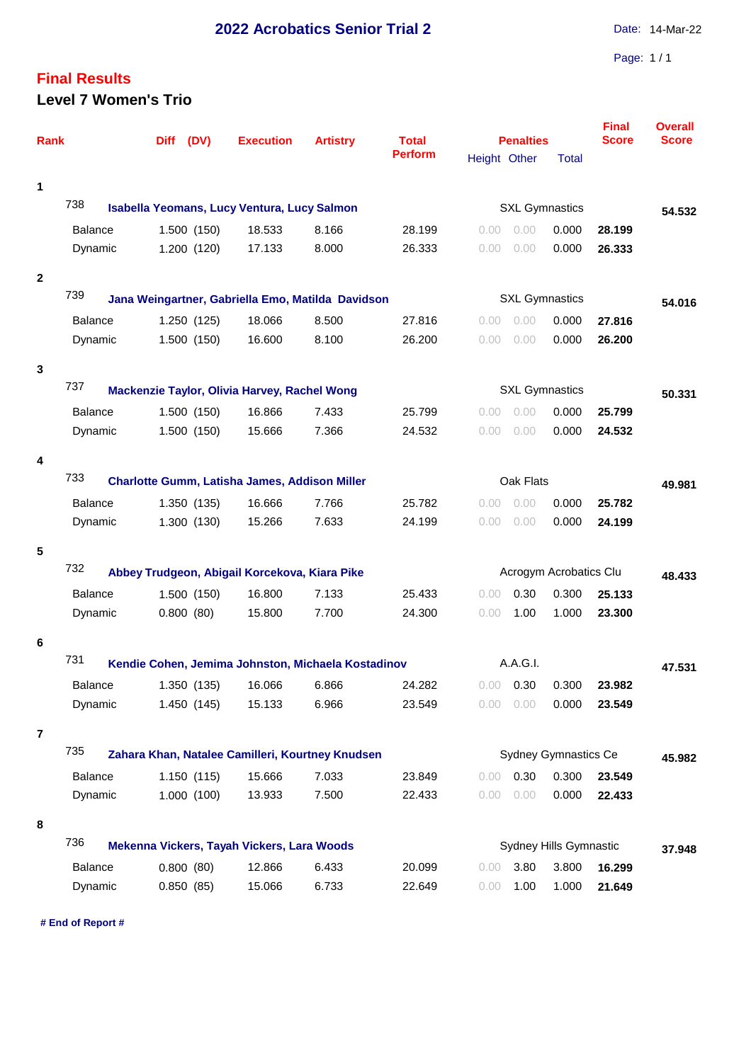# 2022 Acrobatics Senior Trial 2

Date: 14-Mar-22

## Final Results

### Level 7 Women's Trio

| Rank | | Diff (DV) | Execution | Artistry | Total Perform | Penalties Height | Penalties Other | Penalties Total | Final Score | Overall Score |
|---|---|---|---|---|---|---|---|---|---|---|
| 1 | 738 **Isabella Yeomans, Lucy Ventura, Lucy Salmon** | | | | | SXL Gymnastics | | | | **54.532** |
| | Balance | 1.500 (150) | 18.533 | 8.166 | 28.199 | 0.00 | 0.00 | 0.000 | **28.199** | |
| | Dynamic | 1.200 (120) | 17.133 | 8.000 | 26.333 | 0.00 | 0.00 | 0.000 | **26.333** | |
| 2 | 739 **Jana Weingartner, Gabriella Emo, Matilda Davidson** | | | | | SXL Gymnastics | | | | **54.016** |
| | Balance | 1.250 (125) | 18.066 | 8.500 | 27.816 | 0.00 | 0.00 | 0.000 | **27.816** | |
| | Dynamic | 1.500 (150) | 16.600 | 8.100 | 26.200 | 0.00 | 0.00 | 0.000 | **26.200** | |
| 3 | 737 **Mackenzie Taylor, Olivia Harvey, Rachel Wong** | | | | | SXL Gymnastics | | | | **50.331** |
| | Balance | 1.500 (150) | 16.866 | 7.433 | 25.799 | 0.00 | 0.00 | 0.000 | **25.799** | |
| | Dynamic | 1.500 (150) | 15.666 | 7.366 | 24.532 | 0.00 | 0.00 | 0.000 | **24.532** | |
| 4 | 733 **Charlotte Gumm, Latisha James, Addison Miller** | | | | | Oak Flats | | | | **49.981** |
| | Balance | 1.350 (135) | 16.666 | 7.766 | 25.782 | 0.00 | 0.00 | 0.000 | **25.782** | |
| | Dynamic | 1.300 (130) | 15.266 | 7.633 | 24.199 | 0.00 | 0.00 | 0.000 | **24.199** | |
| 5 | 732 **Abbey Trudgeon, Abigail Korcekova, Kiara Pike** | | | | | Acrogym Acrobatics Clu | | | | **48.433** |
| | Balance | 1.500 (150) | 16.800 | 7.133 | 25.433 | 0.00 | 0.30 | 0.300 | **25.133** | |
| | Dynamic | 0.800 (80) | 15.800 | 7.700 | 24.300 | 0.00 | 1.00 | 1.000 | **23.300** | |
| 6 | 731 **Kendie Cohen, Jemima Johnston, Michaela Kostadinov** | | | | | A.A.G.I. | | | | **47.531** |
| | Balance | 1.350 (135) | 16.066 | 6.866 | 24.282 | 0.00 | 0.30 | 0.300 | **23.982** | |
| | Dynamic | 1.450 (145) | 15.133 | 6.966 | 23.549 | 0.00 | 0.00 | 0.000 | **23.549** | |
| 7 | 735 **Zahara Khan, Natalee Camilleri, Kourtney Knudsen** | | | | | Sydney Gymnastics Ce | | | | **45.982** |
| | Balance | 1.150 (115) | 15.666 | 7.033 | 23.849 | 0.00 | 0.30 | 0.300 | **23.549** | |
| | Dynamic | 1.000 (100) | 13.933 | 7.500 | 22.433 | 0.00 | 0.00 | 0.000 | **22.433** | |
| 8 | 736 **Mekenna Vickers, Tayah Vickers, Lara Woods** | | | | | Sydney Hills Gymnastic | | | | **37.948** |
| | Balance | 0.800 (80) | 12.866 | 6.433 | 20.099 | 0.00 | 3.80 | 3.800 | **16.299** | |
| | Dynamic | 0.850 (85) | 15.066 | 6.733 | 22.649 | 0.00 | 1.00 | 1.000 | **21.649** | |

**# End of Report #**